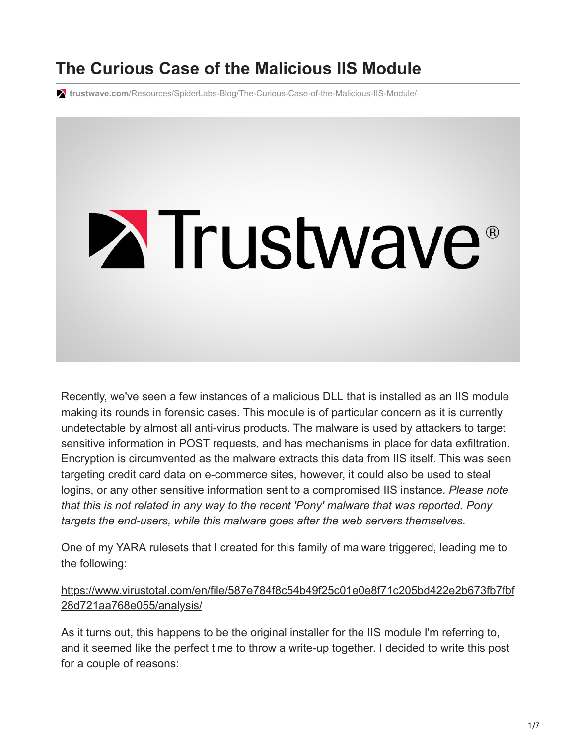# The Curious Case of the Malicious IIS Module

trustwave.com/Resources/SpiderLabs-Blog/The-Curious-Case-of-the-Malicious-IIS-Module/

Recently, we've seen a few instances of a malicious DLL that is installed as an IIS module making its rounds in forensic cases. This module is of particular concern as it is currently undetectable by almost all anti-virus products. The malware is used by attackers to target sensitive information in POST requests, and has mechanisms in place for data exfiltration. Encryption is circumvented as the malware extracts this data from IIS itself. This was seen targeting credit card data on e-commerce sites, however, it could also be used to steal logins, or any other sensitive information sent to a compromised IIS instance. *Please note that this is not related in any way to the recent 'Pony' malware that was reported. Pony targets the end-users, while this malware goes after the web servers themselves.*

One of my YARA rulesets that I created for this family of malware triggered, leading me to the following:

https://www.virustotal.com/en/file/587e784f8c54b49f25c01e0e8f71c205bd422e2b673fb7fbf28d721aa768e055/analysis/

As it turns out, this happens to be the original installer for the IIS module I'm referring to, and it seemed like the perfect time to throw a write-up together. I decided to write this post for a couple of reasons: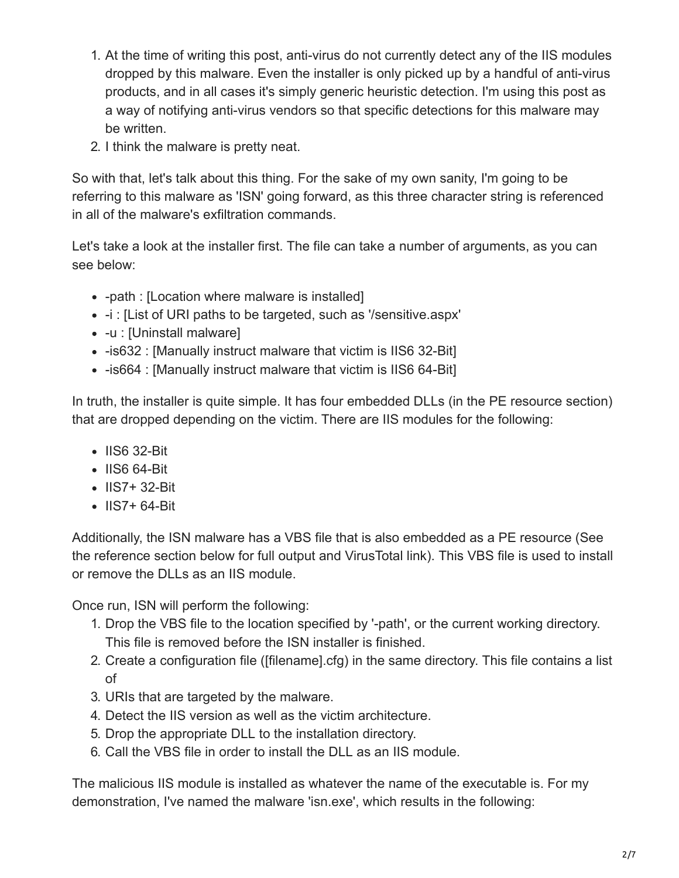1. At the time of writing this post, anti-virus do not currently detect any of the IIS modules dropped by this malware. Even the installer is only picked up by a handful of anti-virus products, and in all cases it's simply generic heuristic detection. I'm using this post as a way of notifying anti-virus vendors so that specific detections for this malware may be written.
2. I think the malware is pretty neat.

So with that, let's talk about this thing. For the sake of my own sanity, I'm going to be referring to this malware as 'ISN' going forward, as this three character string is referenced in all of the malware's exfiltration commands.

Let's take a look at the installer first. The file can take a number of arguments, as you can see below:

- -path : [Location where malware is installed]
- -i : [List of URI paths to be targeted, such as '/sensitive.aspx'
- -u : [Uninstall malware]
- -is632 : [Manually instruct malware that victim is IIS6 32-Bit]
- -is664 : [Manually instruct malware that victim is IIS6 64-Bit]

In truth, the installer is quite simple. It has four embedded DLLs (in the PE resource section) that are dropped depending on the victim. There are IIS modules for the following:

- IIS6 32-Bit
- IIS6 64-Bit
- IIS7+ 32-Bit
- IIS7+ 64-Bit

Additionally, the ISN malware has a VBS file that is also embedded as a PE resource (See the reference section below for full output and VirusTotal link). This VBS file is used to install or remove the DLLs as an IIS module.

Once run, ISN will perform the following:

1. Drop the VBS file to the location specified by '-path', or the current working directory. This file is removed before the ISN installer is finished.
2. Create a configuration file ([filename].cfg) in the same directory. This file contains a list of
3. URIs that are targeted by the malware.
4. Detect the IIS version as well as the victim architecture.
5. Drop the appropriate DLL to the installation directory.
6. Call the VBS file in order to install the DLL as an IIS module.

The malicious IIS module is installed as whatever the name of the executable is. For my demonstration, I've named the malware 'isn.exe', which results in the following: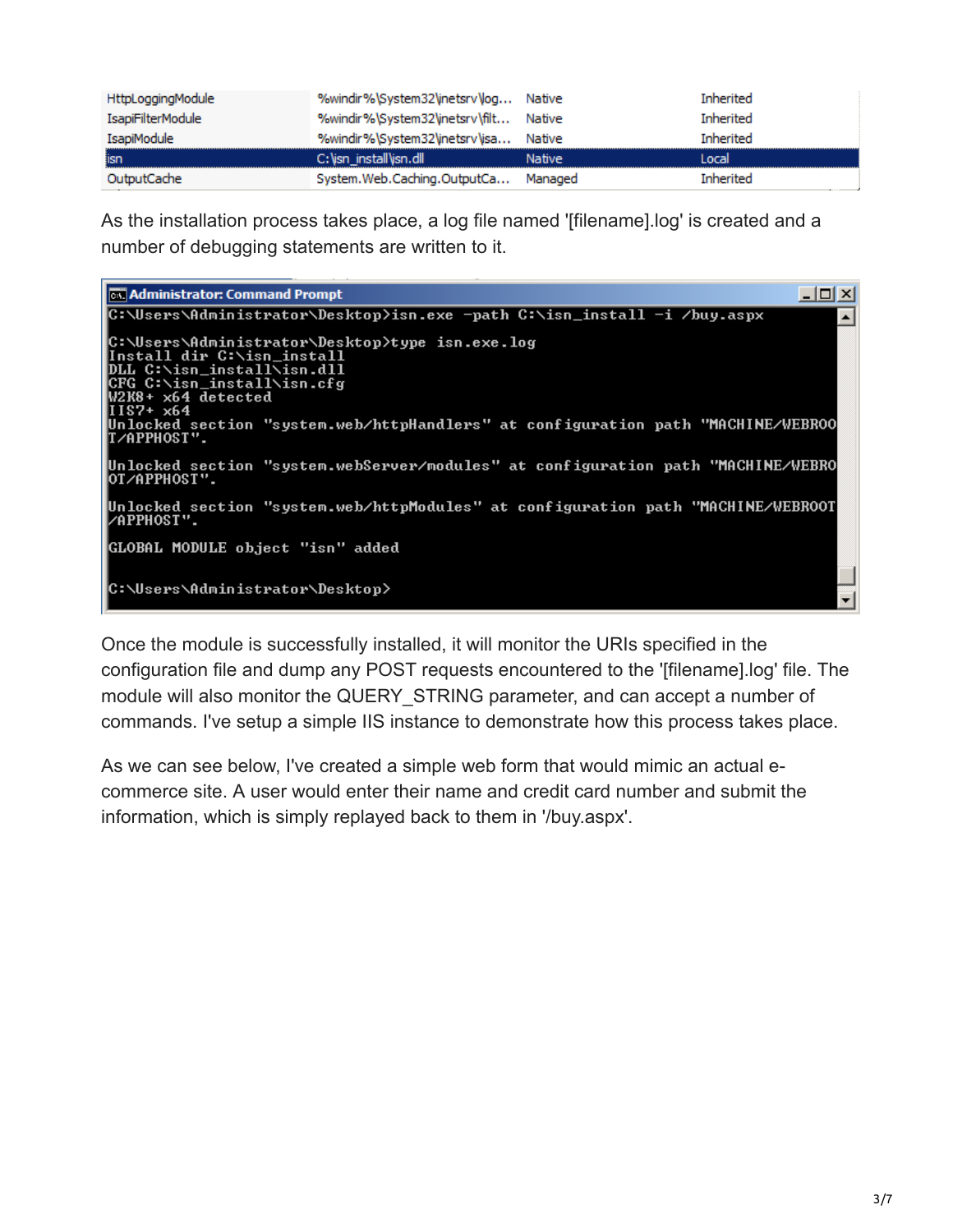| HttpLoggingModule | %windir%\System32\inetsrv\log... | Native | Inherited |
|---|---|---|---|
| IsapiFilterModule | %windir%\System32\inetsrv\filt... | Native | Inherited |
| IsapiModule | %windir%\System32\inetsrv\isa... | Native | Inherited |
| isn | C:\isn_install\isn.dll | Native | Local |
| OutputCache | System.Web.Caching.OutputCa... | Managed | Inherited |

As the installation process takes place, a log file named '[filename].log' is created and a number of debugging statements are written to it.

```
Administrator: Command Prompt
C:\Users\Administrator\Desktop>isn.exe -path C:\isn_install -i /buy.aspx

C:\Users\Administrator\Desktop>type isn.exe.log
Install dir C:\isn_install
DLL C:\isn_install\isn.dll
CFG C:\isn_install\isn.cfg
W2K8+ x64 detected
IIS7+ x64
Unlocked section "system.web/httpHandlers" at configuration path "MACHINE/WEBROO
T/APPHOST".

Unlocked section "system.webServer/modules" at configuration path "MACHINE/WEBRO
OT/APPHOST".

Unlocked section "system.web/httpModules" at configuration path "MACHINE/WEBROOT
/APPHOST".

GLOBAL MODULE object "isn" added


C:\Users\Administrator\Desktop>
```

Once the module is successfully installed, it will monitor the URIs specified in the configuration file and dump any POST requests encountered to the '[filename].log' file. The module will also monitor the QUERY_STRING parameter, and can accept a number of commands. I've setup a simple IIS instance to demonstrate how this process takes place.

As we can see below, I've created a simple web form that would mimic an actual e-commerce site. A user would enter their name and credit card number and submit the information, which is simply replayed back to them in '/buy.aspx'.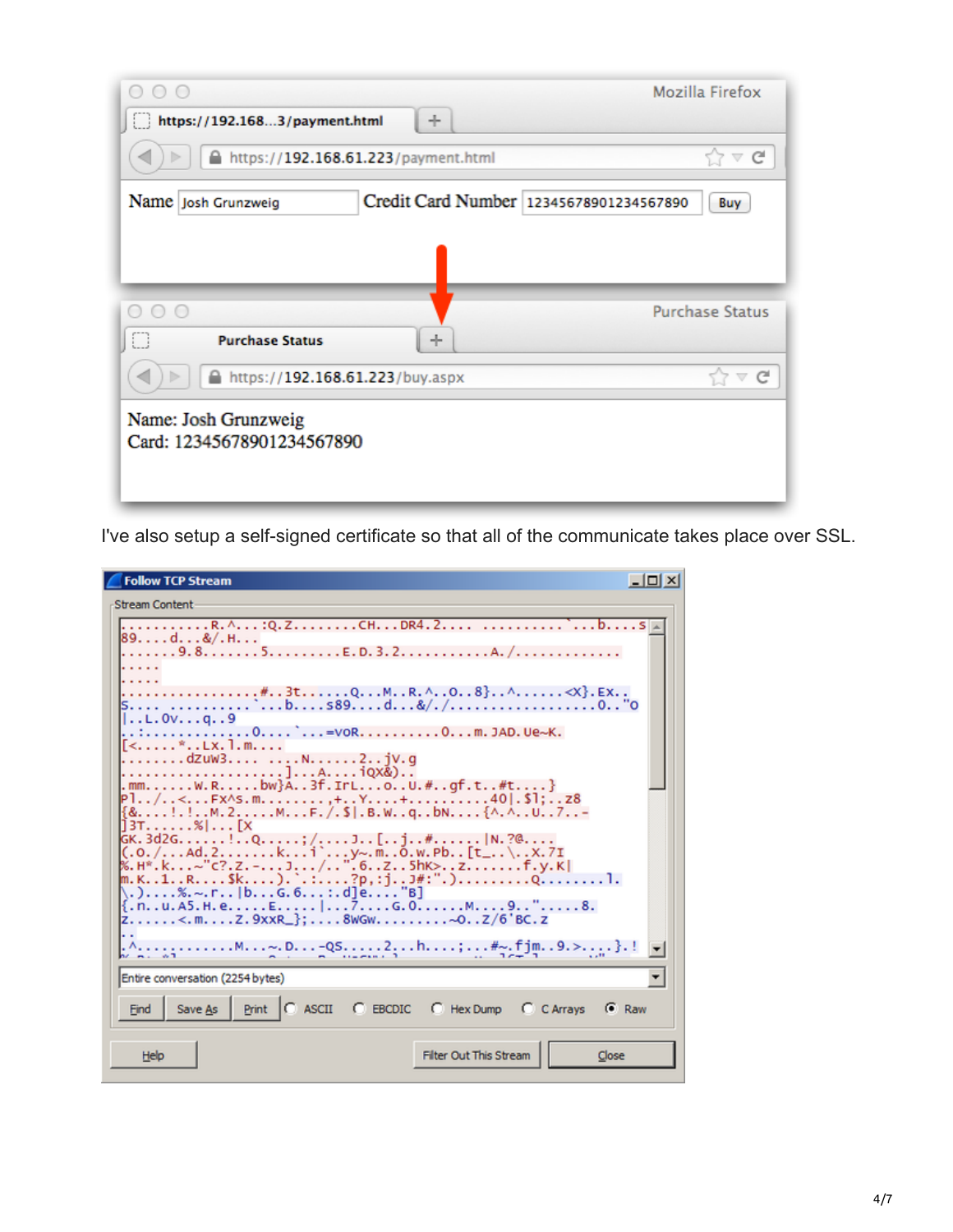I've also setup a self-signed certificate so that all of the communicate takes place over SSL.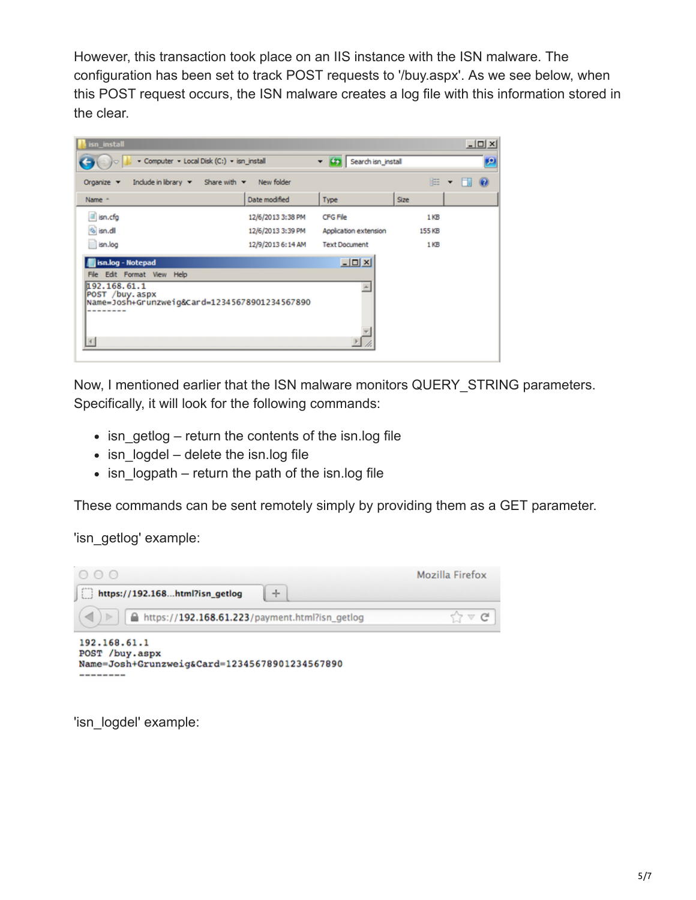However, this transaction took place on an IIS instance with the ISN malware. The configuration has been set to track POST requests to '/buy.aspx'. As we see below, when this POST request occurs, the ISN malware creates a log file with this information stored in the clear.

Now, I mentioned earlier that the ISN malware monitors QUERY_STRING parameters. Specifically, it will look for the following commands:

- isn_getlog – return the contents of the isn.log file
- isn_logdel – delete the isn.log file
- isn_logpath – return the path of the isn.log file

These commands can be sent remotely simply by providing them as a GET parameter.

'isn_getlog' example:

'isn_logdel' example: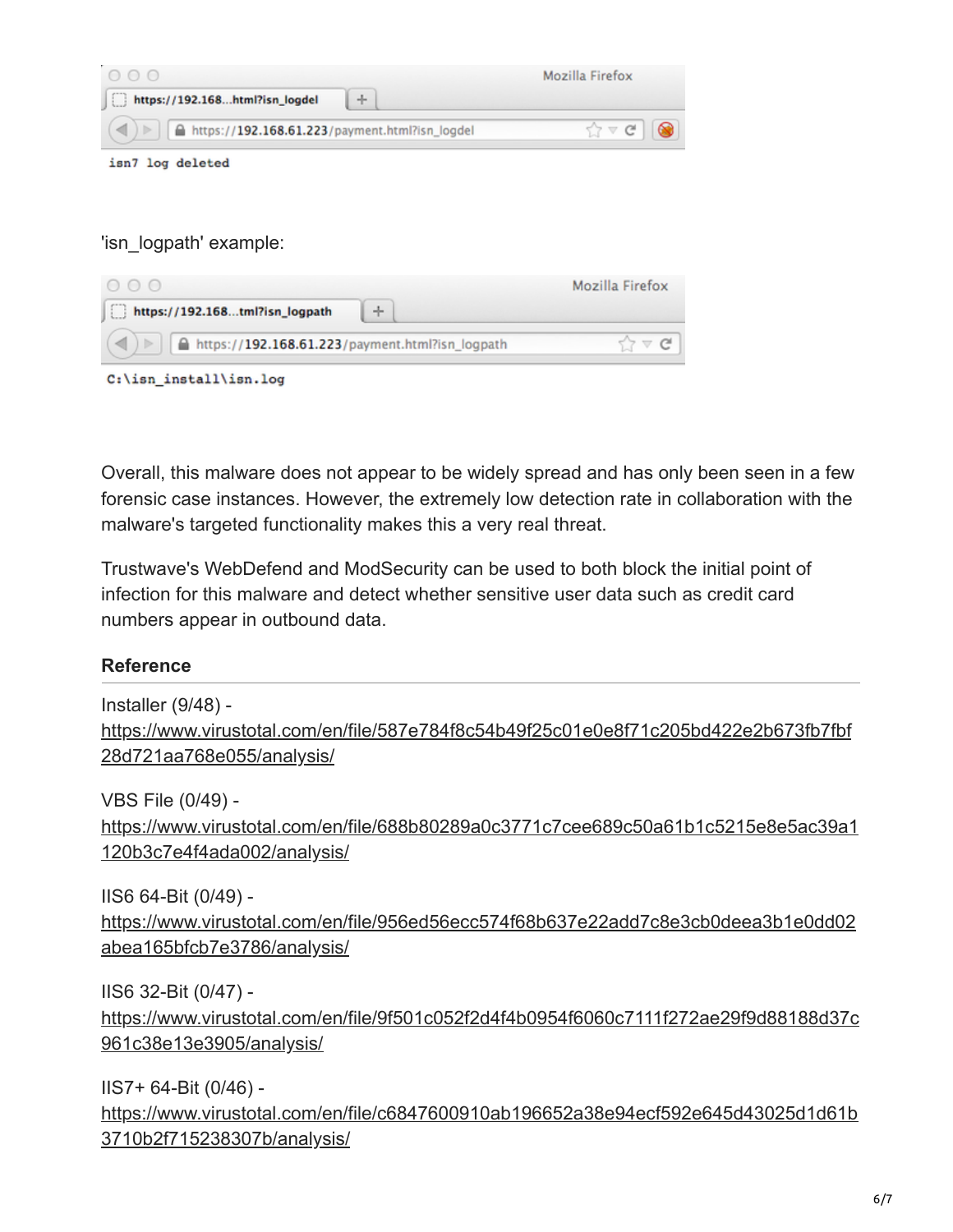isn7 log deleted

'isn_logpath' example:

C:\isn_install\isn.log

Overall, this malware does not appear to be widely spread and has only been seen in a few forensic case instances. However, the extremely low detection rate in collaboration with the malware's targeted functionality makes this a very real threat.

Trustwave's WebDefend and ModSecurity can be used to both block the initial point of infection for this malware and detect whether sensitive user data such as credit card numbers appear in outbound data.

**Reference**

Installer (9/48) - https://www.virustotal.com/en/file/587e784f8c54b49f25c01e0e8f71c205bd422e2b673fb7fbf28d721aa768e055/analysis/

VBS File (0/49) - https://www.virustotal.com/en/file/688b80289a0c3771c7cee689c50a61b1c5215e8e5ac39a1120b3c7e4f4ada002/analysis/

IIS6 64-Bit (0/49) - https://www.virustotal.com/en/file/956ed56ecc574f68b637e22add7c8e3cb0deea3b1e0dd02abea165bfcb7e3786/analysis/

IIS6 32-Bit (0/47) - https://www.virustotal.com/en/file/9f501c052f2d4f4b0954f6060c7111f272ae29f9d88188d37c961c38e13e3905/analysis/

IIS7+ 64-Bit (0/46) - https://www.virustotal.com/en/file/c6847600910ab196652a38e94ecf592e645d43025d1d61b3710b2f715238307b/analysis/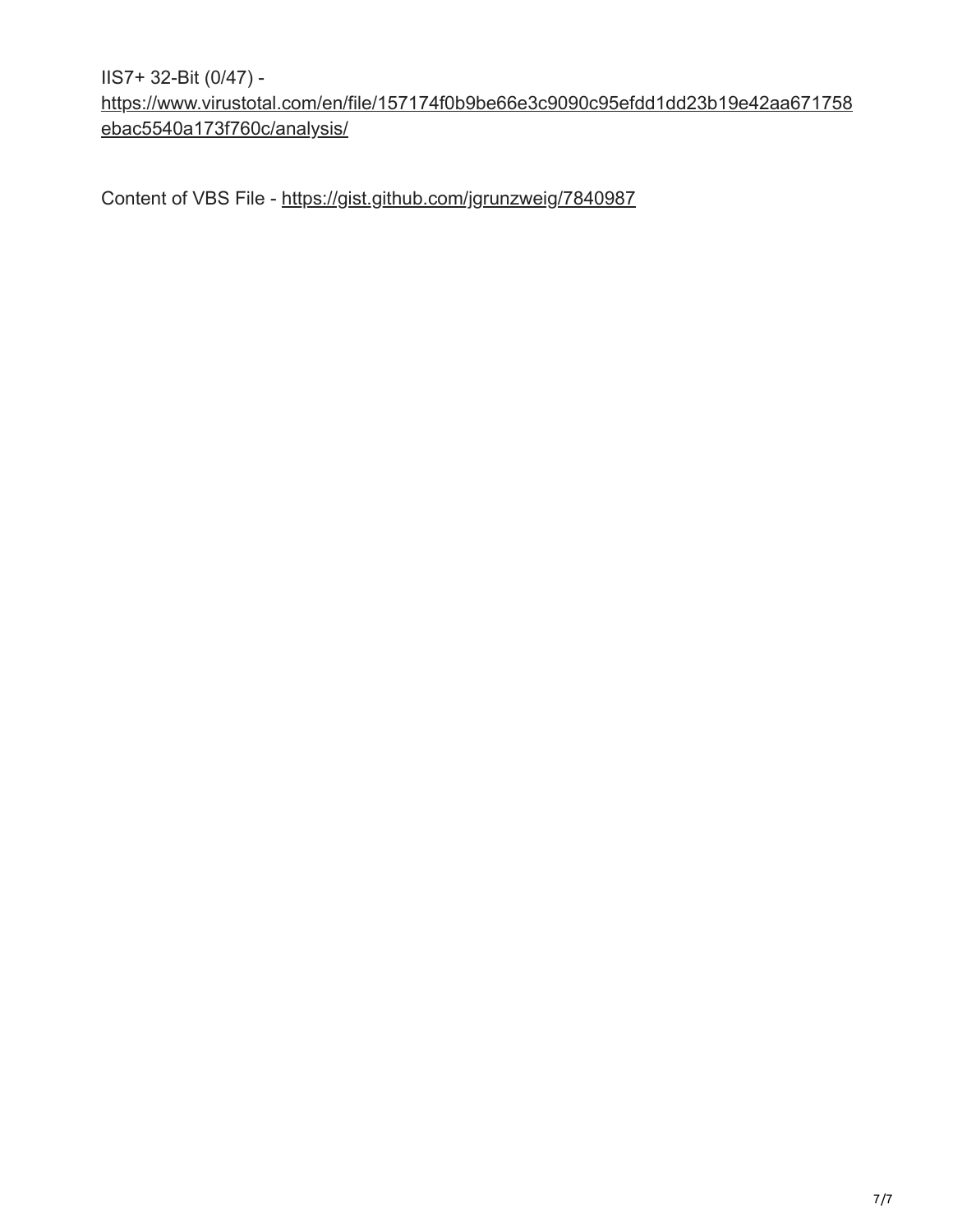IIS7+ 32-Bit (0/47) - https://www.virustotal.com/en/file/157174f0b9be66e3c9090c95efdd1dd23b19e42aa671758ebac5540a173f760c/analysis/

Content of VBS File - https://gist.github.com/jgrunzweig/7840987